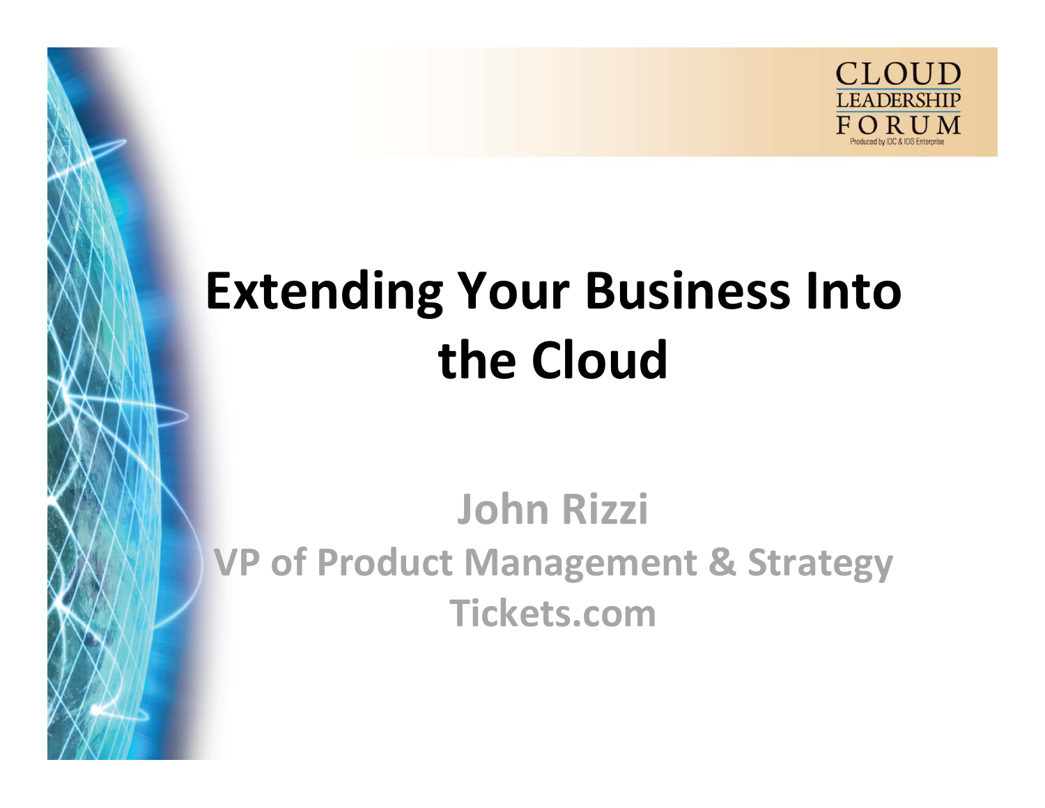# Extending Your Business Into the Cloud

**John Rizzi**
**VP of Product Management & Strategy**
**Tickets.com**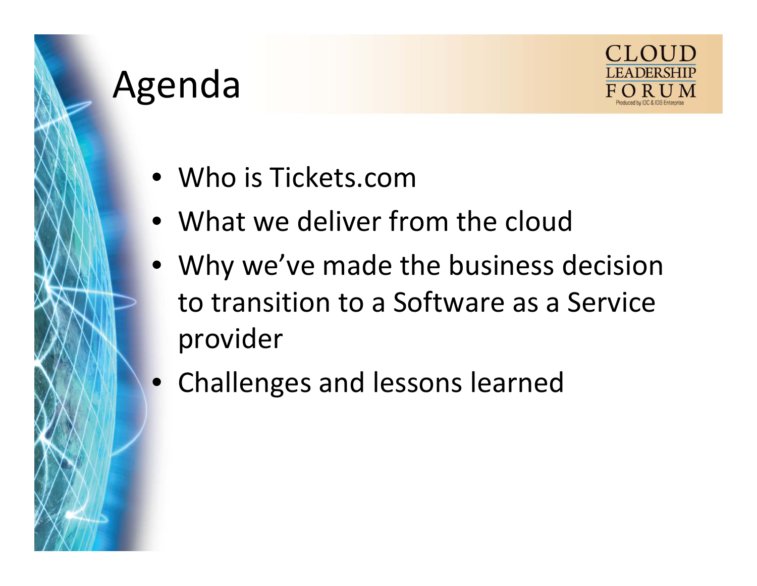# Agenda

- Who is Tickets.com
- What we deliver from the cloud
- Why we've made the business decision to transition to a Software as a Service provider
- Challenges and lessons learned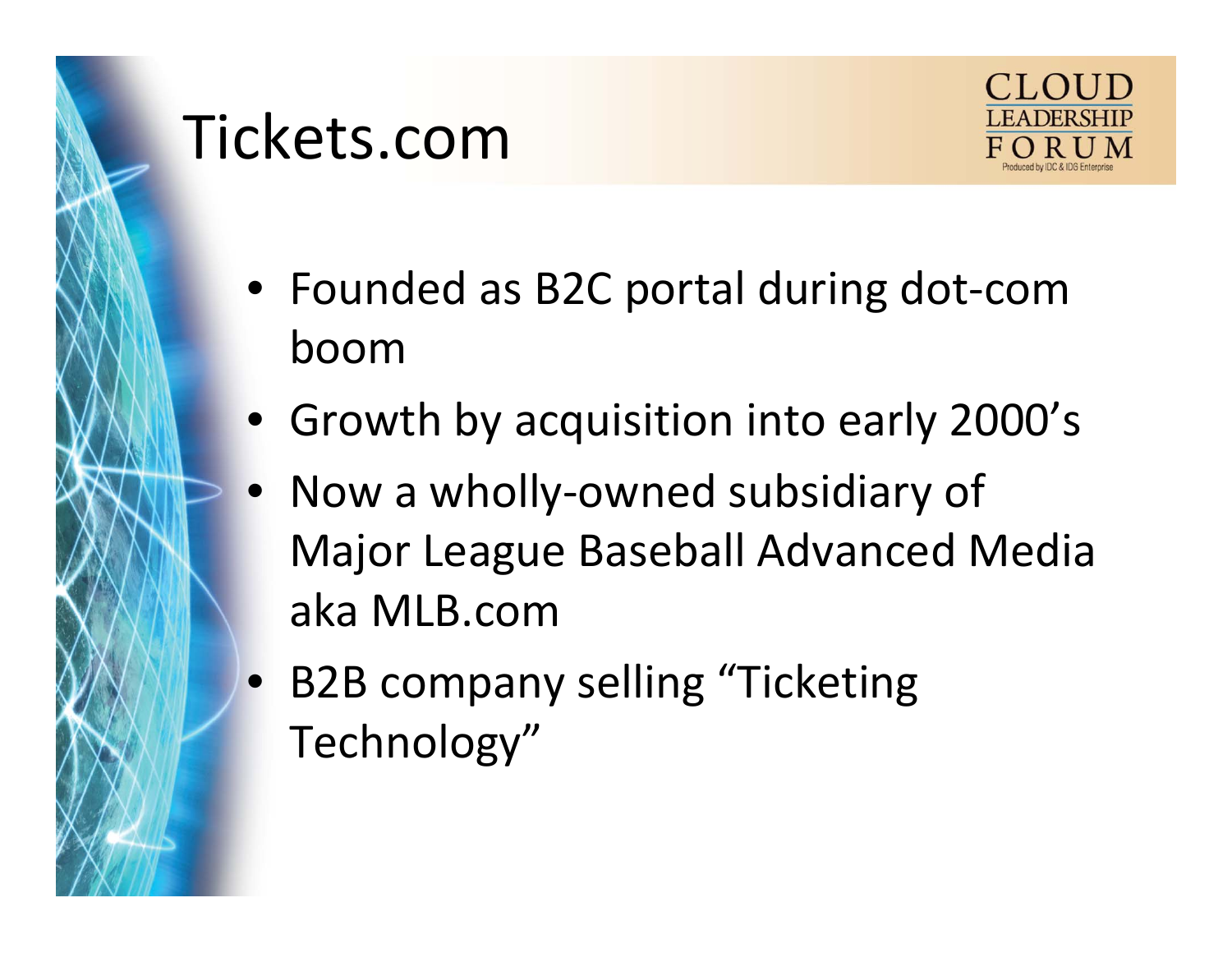# Tickets.com

- Founded as B2C portal during dot-com boom
- Growth by acquisition into early 2000's
- Now a wholly-owned subsidiary of Major League Baseball Advanced Media aka MLB.com
- B2B company selling "Ticketing Technology"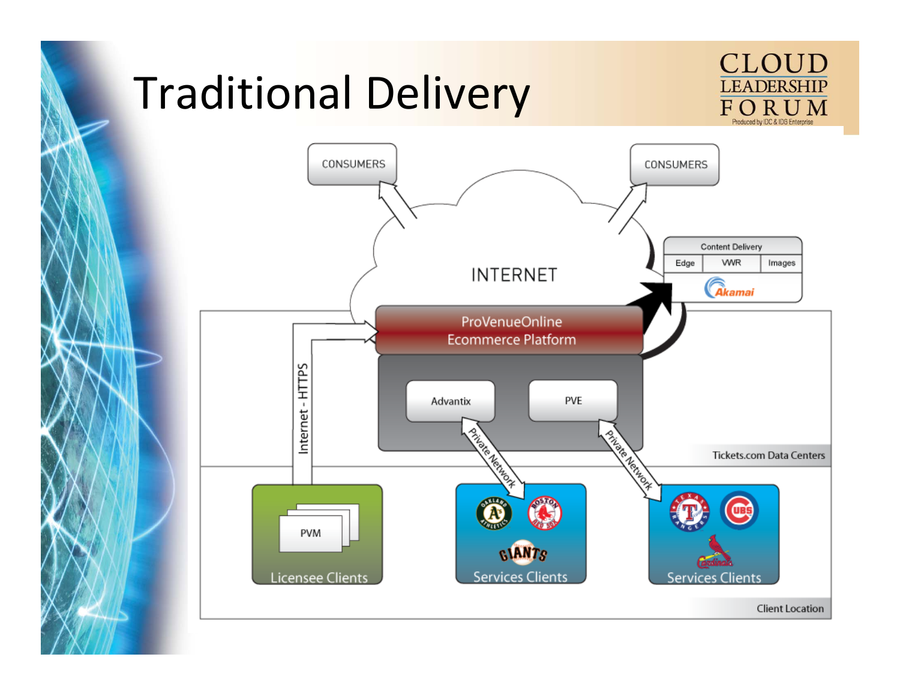# Traditional Delivery

CONSUMERS

CONSUMERS

INTERNET

Content Delivery

| Edge | VWR | Images |
| --- | --- | --- |

Akamai

ProVenueOnline
Ecommerce Platform

Internet - HTTPS

Advantix

PVE

Private Network

Private Network

Tickets.com Data Centers

PVM

Licensee Clients

Services Clients

Services Clients

Client Location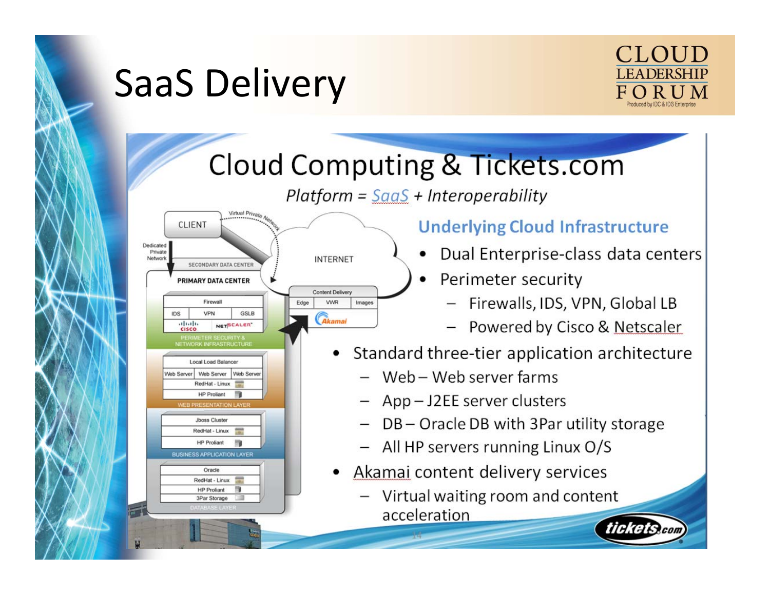# SaaS Delivery

## Cloud Computing & Tickets.com

*Platform = SaaS + Interoperability*

### Underlying Cloud Infrastructure

- Dual Enterprise-class data centers
- Perimeter security
  - Firewalls, IDS, VPN, Global LB
  - Powered by Cisco & Netscaler
- Standard three-tier application architecture
  - Web – Web server farms
  - App – J2EE server clusters
  - DB – Oracle DB with 3Par utility storage
  - All HP servers running Linux O/S
- Akamai content delivery services
  - Virtual waiting room and content acceleration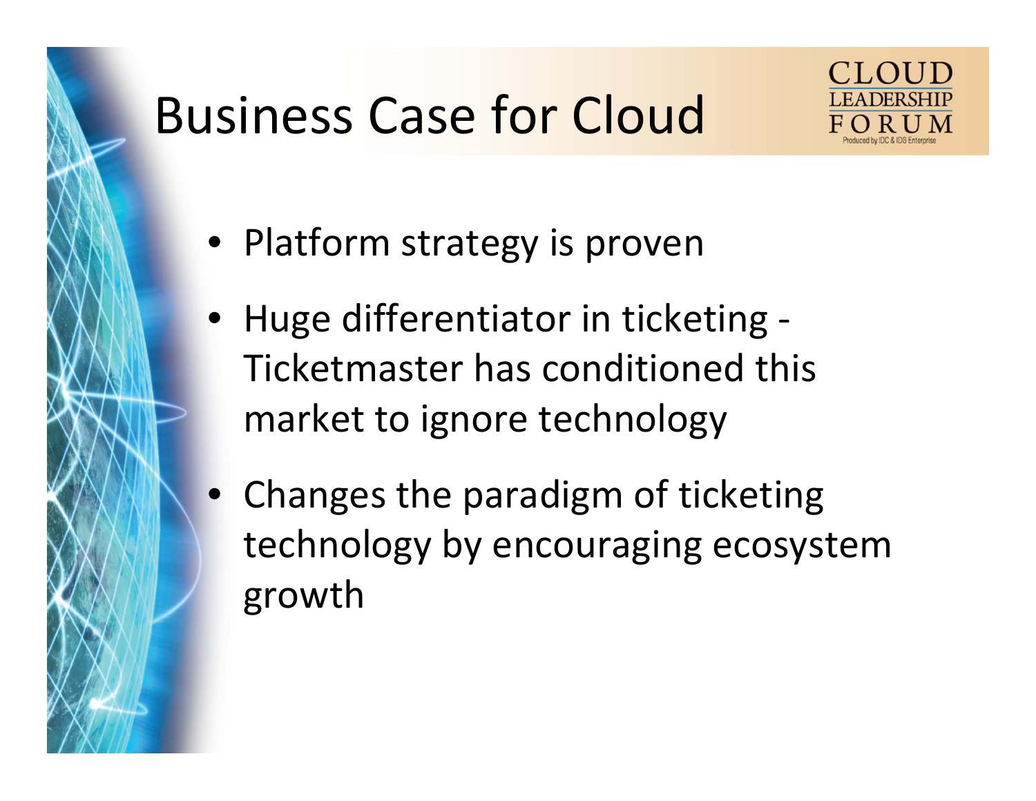# Business Case for Cloud

- Platform strategy is proven
- Huge differentiator in ticketing - Ticketmaster has conditioned this market to ignore technology
- Changes the paradigm of ticketing technology by encouraging ecosystem growth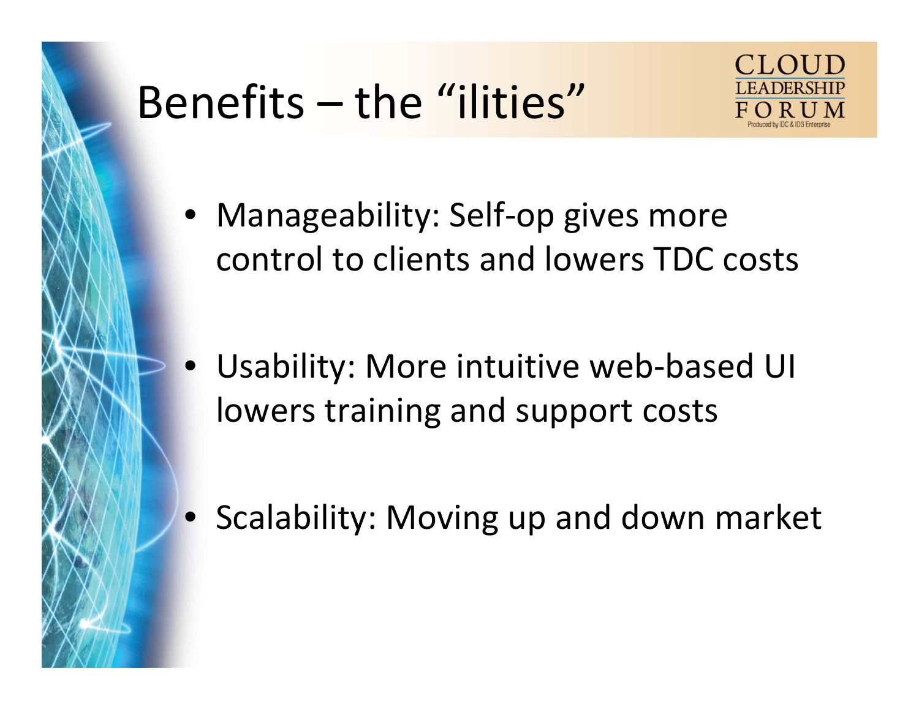# Benefits – the "ilities"

- Manageability: Self-op gives more control to clients and lowers TDC costs
- Usability: More intuitive web-based UI lowers training and support costs
- Scalability: Moving up and down market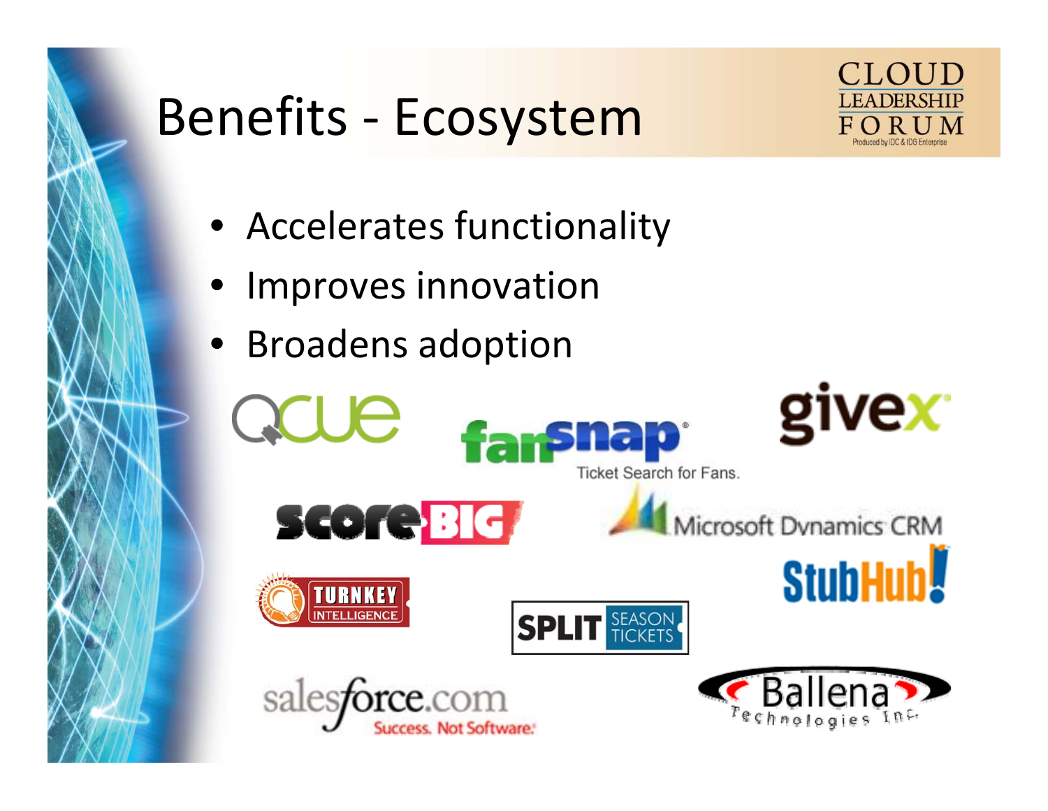# Benefits - Ecosystem

- Accelerates functionality
- Improves innovation
- Broadens adoption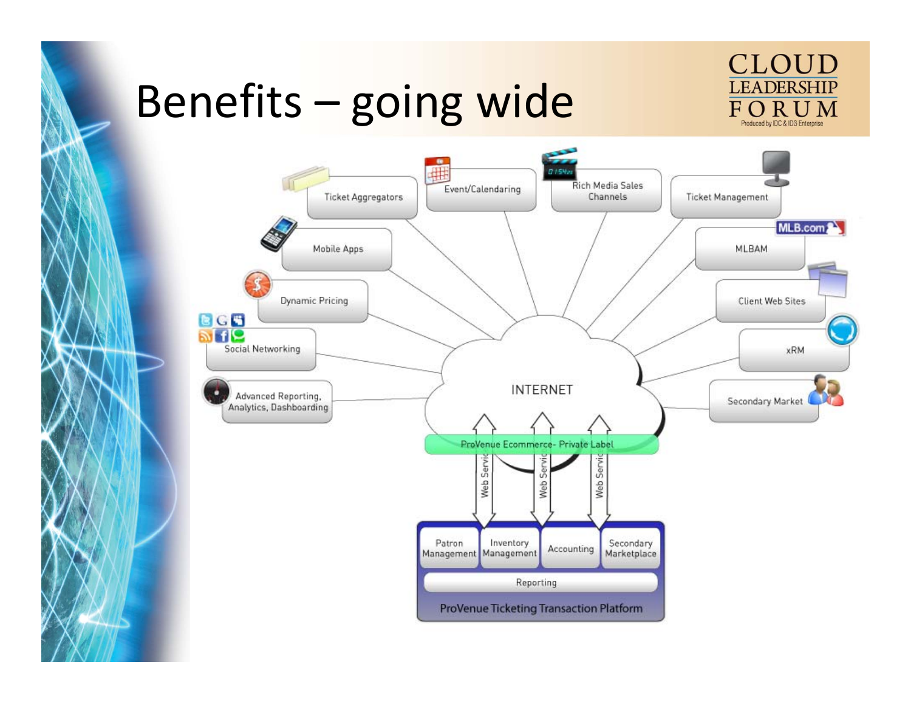# Benefits – going wide

Ticket Aggregators

Event/Calendaring

Rich Media Sales Channels

Ticket Management

Mobile Apps

MLBAM

Dynamic Pricing

Client Web Sites

Social Networking

xRM

Advanced Reporting, Analytics, Dashboarding

Secondary Market

INTERNET

ProVenue Ecommerce- Private Label

Web Services

Web Services

Web Services

Patron Management

Inventory Management

Accounting

Secondary Marketplace

Reporting

ProVenue Ticketing Transaction Platform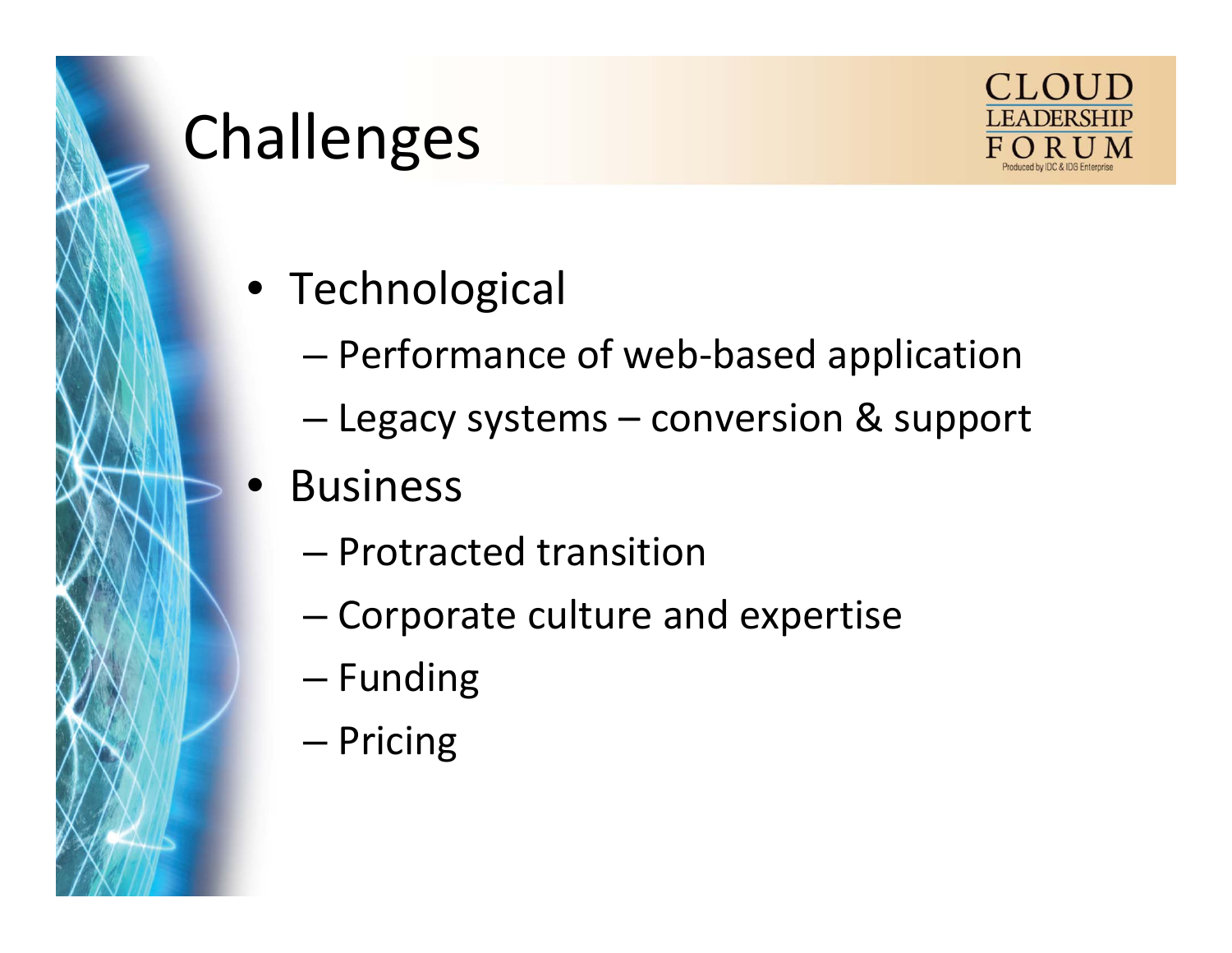# Challenges

- Technological
  - Performance of web-based application
  - Legacy systems – conversion & support
- Business
  - Protracted transition
  - Corporate culture and expertise
  - Funding
  - Pricing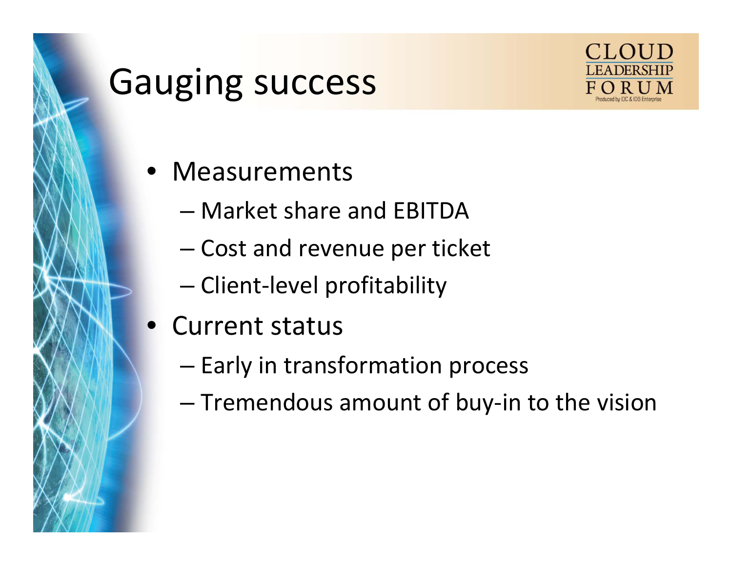# Gauging success

- Measurements
  - Market share and EBITDA
  - Cost and revenue per ticket
  - Client-level profitability
- Current status
  - Early in transformation process
  - Tremendous amount of buy-in to the vision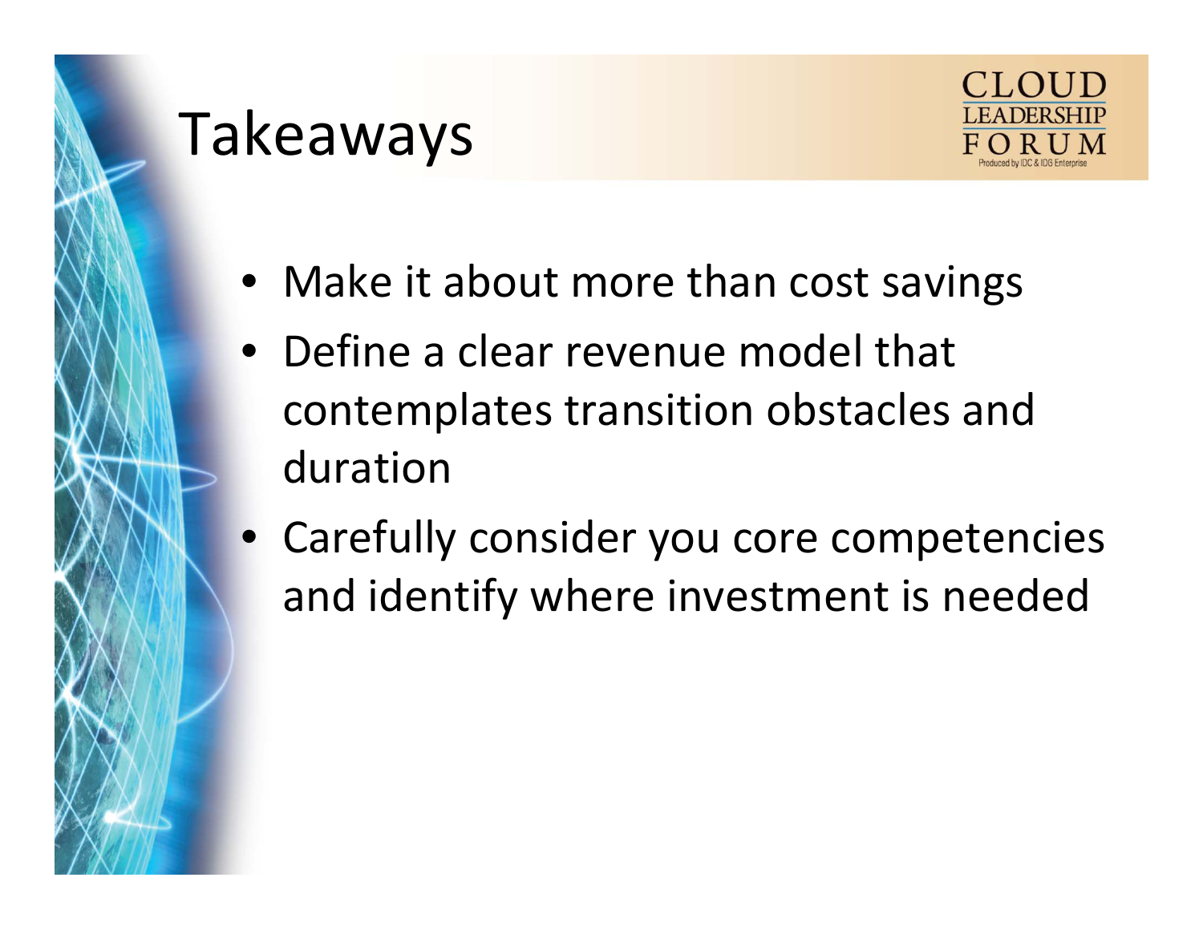# Takeaways

- Make it about more than cost savings
- Define a clear revenue model that contemplates transition obstacles and duration
- Carefully consider you core competencies and identify where investment is needed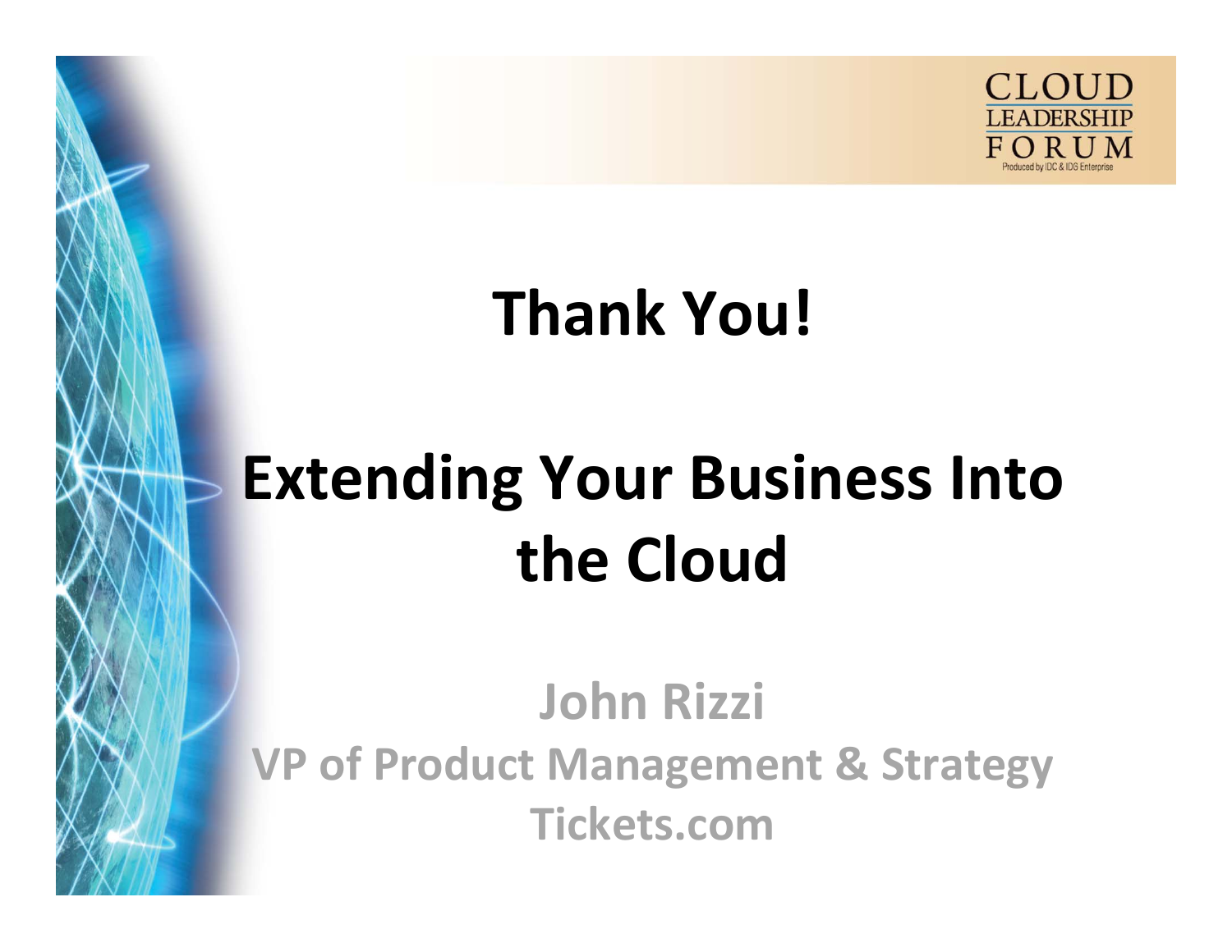CLOUD LEADERSHIP FORUM

Produced by IDC & IDG Enterprise

# Thank You!

# Extending Your Business Into the Cloud

**John Rizzi**

**VP of Product Management & Strategy**

**Tickets.com**